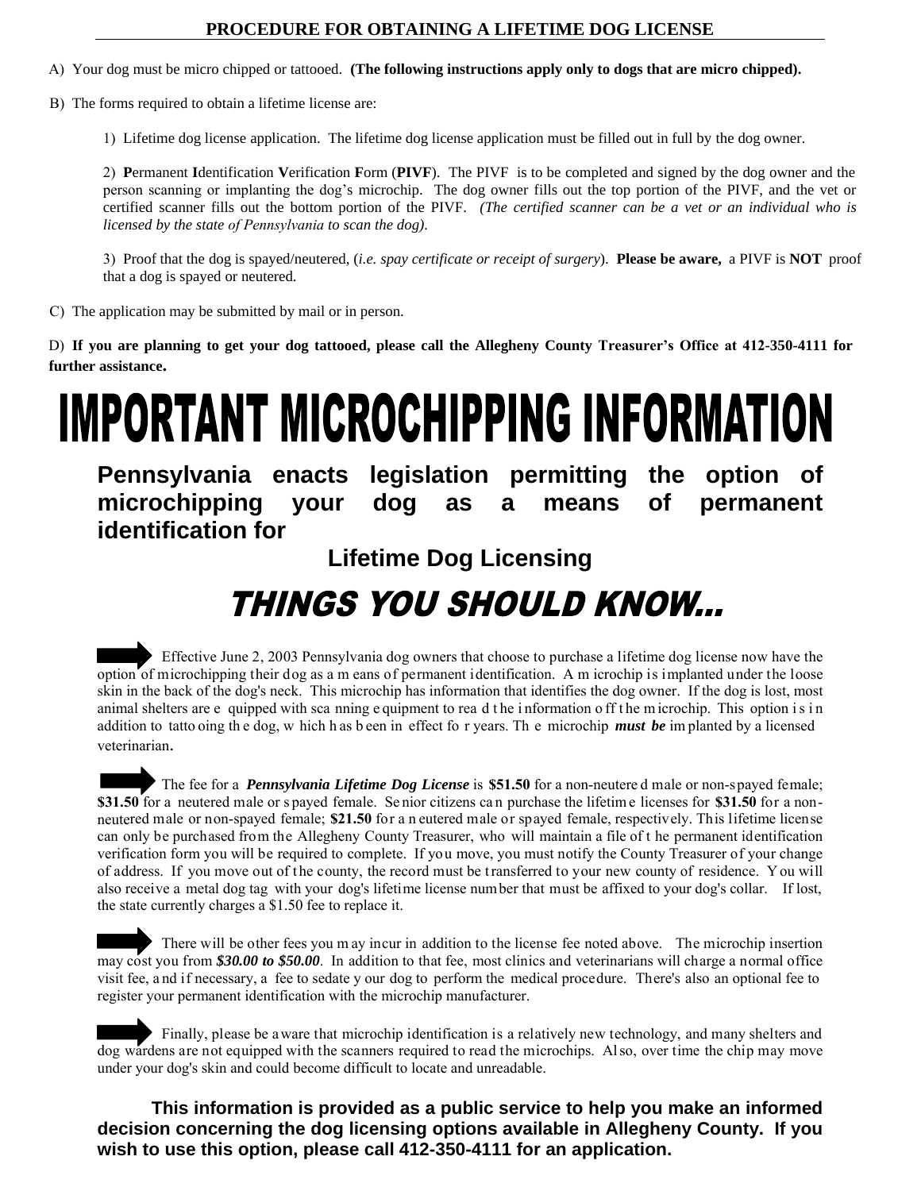## PROCEDURE FOR OBTAINING A LIFETIME DOG LICENSE

A) Your dog must be micro chipped or tattooed. **(The following instructions apply only to dogs that are micro chipped).**

B) The forms required to obtain a lifetime license are:

1) Lifetime dog license application. The lifetime dog license application must be filled out in full by the dog owner.

2) **P**ermanent **I**dentification **V**erification **F**orm (**PIVF**). The PIVF is to be completed and signed by the dog owner and the person scanning or implanting the dog's microchip. The dog owner fills out the top portion of the PIVF, and the vet or certified scanner fills out the bottom portion of the PIVF. *(The certified scanner can be a vet or an individual who is licensed by the state of Pennsylvania to scan the dog).*

3) Proof that the dog is spayed/neutered, (*i.e. spay certificate or receipt of surgery*). **Please be aware,** a PIVF is **NOT** proof that a dog is spayed or neutered.

C) The application may be submitted by mail or in person.

D) **If you are planning to get your dog tattooed, please call the Allegheny County Treasurer's Office at 412-350-4111 for further assistance.**

# IMPORTANT MICROCHIPPING INFORMATION

**Pennsylvania enacts legislation permitting the option of microchipping your dog as a means of permanent identification for**

**Lifetime Dog Licensing**

## *THINGS YOU SHOULD KNOW...*

Effective June 2, 2003 Pennsylvania dog owners that choose to purchase a lifetime dog license now have the option of microchipping their dog as a means of permanent identification. A microchip is implanted under the loose skin in the back of the dog's neck. This microchip has information that identifies the dog owner. If the dog is lost, most animal shelters are equipped with scanning equipment to read the information off the microchip. This option is in addition to tattooing the dog, which has been in effect for years. The microchip ***must be*** implanted by a licensed veterinarian.

The fee for a ***Pennsylvania Lifetime Dog License*** is **$51.50** for a non-neutered male or non-spayed female; **$31.50** for a neutered male or spayed female. Senior citizens can purchase the lifetime licenses for **$31.50** for a non-neutered male or non-spayed female; **$21.50** for a neutered male or spayed female, respectively. This lifetime license can only be purchased from the Allegheny County Treasurer, who will maintain a file of the permanent identification verification form you will be required to complete. If you move, you must notify the County Treasurer of your change of address. If you move out of the county, the record must be transferred to your new county of residence. You will also receive a metal dog tag with your dog's lifetime license number that must be affixed to your dog's collar. If lost, the state currently charges a $1.50 fee to replace it.

There will be other fees you may incur in addition to the license fee noted above. The microchip insertion may cost you from ***$30.00 to $50.00***. In addition to that fee, most clinics and veterinarians will charge a normal office visit fee, and if necessary, a fee to sedate your dog to perform the medical procedure. There's also an optional fee to register your permanent identification with the microchip manufacturer.

Finally, please be aware that microchip identification is a relatively new technology, and many shelters and dog wardens are not equipped with the scanners required to read the microchips. Also, over time the chip may move under your dog's skin and could become difficult to locate and unreadable.

**This information is provided as a public service to help you make an informed decision concerning the dog licensing options available in Allegheny County. If you wish to use this option, please call 412-350-4111 for an application.**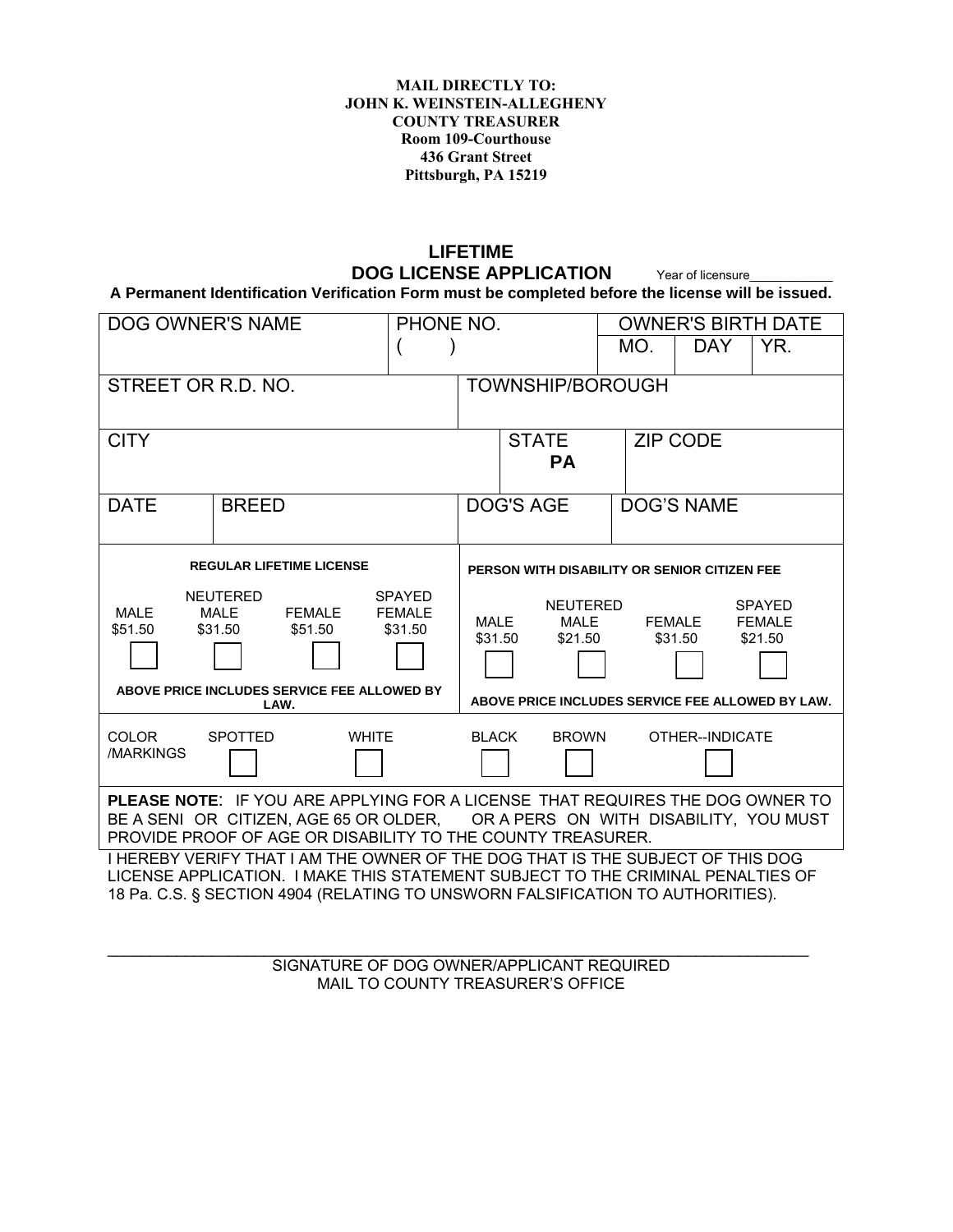**MAIL DIRECTLY TO:**
**JOHN K. WEINSTEIN-ALLEGHENY**
**COUNTY TREASURER**
**Room 109-Courthouse**
**436 Grant Street**
**Pittsburgh, PA 15219**

# LIFETIME
# DOG LICENSE APPLICATION

Year of licensure___________

**A Permanent Identification Verification Form must be completed before the license will be issued.**

| DOG OWNER'S NAME | PHONE NO. | OWNER'S BIRTH DATE | | |
|---|---|---|---|---|
| | ( ) | MO. | DAY | YR. |

| STREET OR R.D. NO. | TOWNSHIP/BOROUGH |
|---|---|
| | |

| CITY | STATE | ZIP CODE |
|---|---|---|
| | **PA** | |

| DATE | BREED | DOG'S AGE | DOG'S NAME |
|---|---|---|---|
| | | | |

**REGULAR LIFETIME LICENSE**

| MALE | NEUTERED MALE | FEMALE | SPAYED FEMALE |
|---|---|---|---|
| $51.50 | $31.50 | $51.50 | $31.50 |
| ☐ | ☐ | ☐ | ☐ |

**ABOVE PRICE INCLUDES SERVICE FEE ALLOWED BY LAW.**

**PERSON WITH DISABILITY OR SENIOR CITIZEN FEE**

| MALE | NEUTERED MALE | FEMALE | SPAYED FEMALE |
|---|---|---|---|
| $31.50 | $21.50 | $31.50 | $21.50 |
| ☐ | ☐ | ☐ | ☐ |

**ABOVE PRICE INCLUDES SERVICE FEE ALLOWED BY LAW.**

| COLOR /MARKINGS | SPOTTED | WHITE | BLACK | BROWN | OTHER--INDICATE |
|---|---|---|---|---|---|
| | ☐ | ☐ | ☐ | ☐ | ☐ |

**PLEASE NOTE**: IF YOU ARE APPLYING FOR A LICENSE THAT REQUIRES THE DOG OWNER TO BE A SENI OR CITIZEN, AGE 65 OR OLDER, OR A PERS ON WITH DISABILITY, YOU MUST PROVIDE PROOF OF AGE OR DISABILITY TO THE COUNTY TREASURER.

I HEREBY VERIFY THAT I AM THE OWNER OF THE DOG THAT IS THE SUBJECT OF THIS DOG LICENSE APPLICATION. I MAKE THIS STATEMENT SUBJECT TO THE CRIMINAL PENALTIES OF 18 Pa. C.S. § SECTION 4904 (RELATING TO UNSWORN FALSIFICATION TO AUTHORITIES).

_______________________________________________________________

SIGNATURE OF DOG OWNER/APPLICANT REQUIRED
MAIL TO COUNTY TREASURER'S OFFICE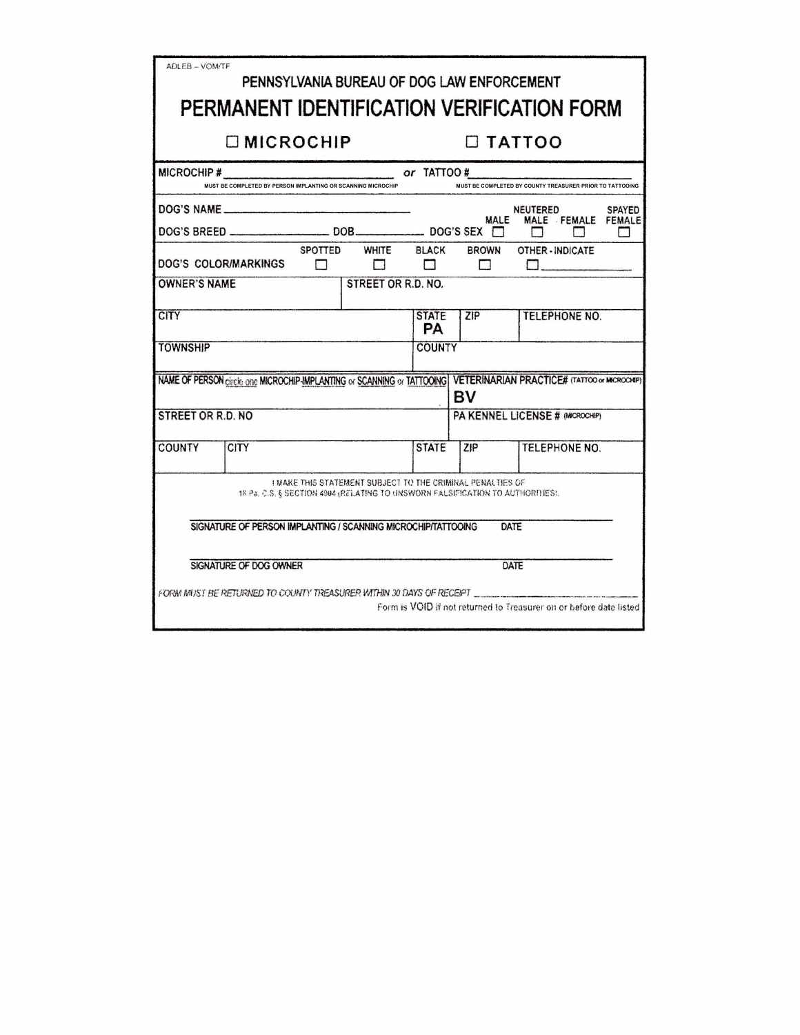ADLEB – VOM/TF

## PENNSYLVANIA BUREAU OF DOG LAW ENFORCEMENT

# PERMANENT IDENTIFICATION VERIFICATION FORM

☐ MICROCHIP ☐ TATTOO

MICROCHIP # ______________________________ or TATTOO # ______________________________

MUST BE COMPLETED BY PERSON IMPLANTING OR SCANNING MICROCHIP — MUST BE COMPLETED BY COUNTY TREASURER PRIOR TO TATTOOING

DOG'S NAME ______________________________

DOG'S BREED ____________________ DOB ______________ DOG'S SEX: MALE ☐ NEUTERED MALE ☐ FEMALE ☐ SPAYED FEMALE ☐

DOG'S COLOR/MARKINGS: SPOTTED ☐ WHITE ☐ BLACK ☐ BROWN ☐ OTHER - INDICATE ☐ ______________

| | | | | |
|---|---|---|---|---|
| OWNER'S NAME | STREET OR R.D. NO. | | | |
| CITY | | STATE PA | ZIP | TELEPHONE NO. |
| TOWNSHIP | | COUNTY | | |

| | | | | |
|---|---|---|---|---|
| NAME OF PERSON circle one MICROCHIP-IMPLANTING or SCANNING or TATTOOING | | VETERINARIAN PRACTICE# (TATTOO or MICROCHIP) BV | | |
| STREET OR R.D. NO | | PA KENNEL LICENSE # (MICROCHIP) | | |
| COUNTY | CITY | STATE | ZIP | TELEPHONE NO. |

I MAKE THIS STATEMENT SUBJECT TO THE CRIMINAL PENALTIES OF 18 Pa. C.S. § SECTION 4904 (RELATING TO UNSWORN FALSIFICATION TO AUTHORITIES).

______________________________________________

SIGNATURE OF PERSON IMPLANTING / SCANNING MICROCHIP/TATTOOING DATE

______________________________________________

SIGNATURE OF DOG OWNER DATE

*FORM MUST BE RETURNED TO COUNTY TREASURER WITHIN 30 DAYS OF RECEIPT* ______________________

Form is VOID if not returned to Treasurer on or before date listed